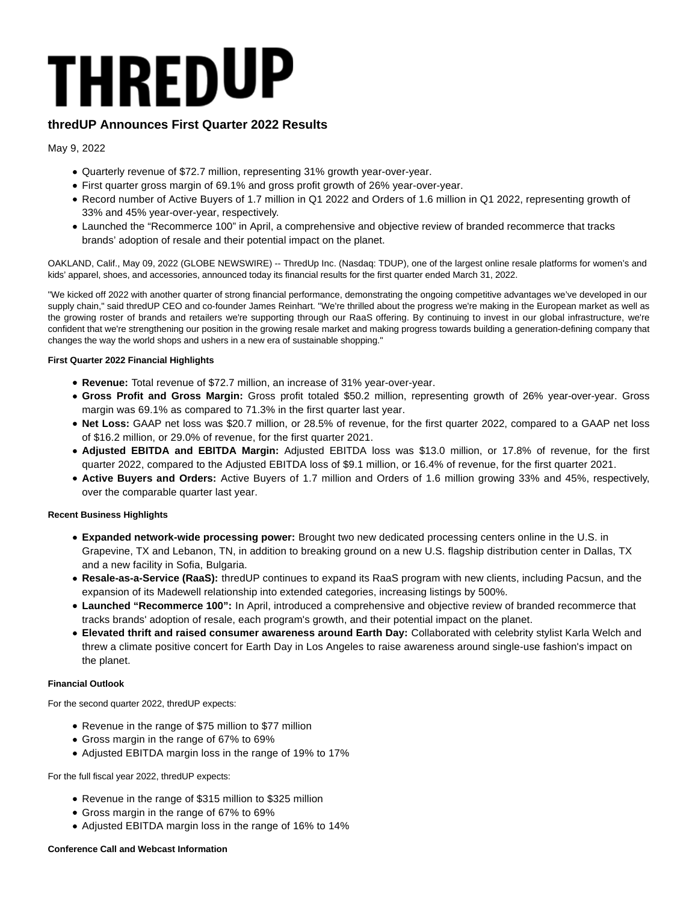# THREDUP

## thredUP Announces First Quarter 2022 Results

May 9, 2022

- Quarterly revenue of $72.7 million, representing 31% growth year-over-year.
- First quarter gross margin of 69.1% and gross profit growth of 26% year-over-year.
- Record number of Active Buyers of 1.7 million in Q1 2022 and Orders of 1.6 million in Q1 2022, representing growth of 33% and 45% year-over-year, respectively.
- Launched the "Recommerce 100" in April, a comprehensive and objective review of branded recommerce that tracks brands' adoption of resale and their potential impact on the planet.

OAKLAND, Calif., May 09, 2022 (GLOBE NEWSWIRE) -- ThredUp Inc. (Nasdaq: TDUP), one of the largest online resale platforms for women's and kids' apparel, shoes, and accessories, announced today its financial results for the first quarter ended March 31, 2022.

"We kicked off 2022 with another quarter of strong financial performance, demonstrating the ongoing competitive advantages we've developed in our supply chain," said thredUP CEO and co-founder James Reinhart. "We're thrilled about the progress we're making in the European market as well as the growing roster of brands and retailers we're supporting through our RaaS offering. By continuing to invest in our global infrastructure, we're confident that we're strengthening our position in the growing resale market and making progress towards building a generation-defining company that changes the way the world shops and ushers in a new era of sustainable shopping."

**First Quarter 2022 Financial Highlights**

- **Revenue:** Total revenue of $72.7 million, an increase of 31% year-over-year.
- **Gross Profit and Gross Margin:** Gross profit totaled $50.2 million, representing growth of 26% year-over-year. Gross margin was 69.1% as compared to 71.3% in the first quarter last year.
- **Net Loss:** GAAP net loss was $20.7 million, or 28.5% of revenue, for the first quarter 2022, compared to a GAAP net loss of $16.2 million, or 29.0% of revenue, for the first quarter 2021.
- **Adjusted EBITDA and EBITDA Margin:** Adjusted EBITDA loss was $13.0 million, or 17.8% of revenue, for the first quarter 2022, compared to the Adjusted EBITDA loss of $9.1 million, or 16.4% of revenue, for the first quarter 2021.
- **Active Buyers and Orders:** Active Buyers of 1.7 million and Orders of 1.6 million growing 33% and 45%, respectively, over the comparable quarter last year.

**Recent Business Highlights**

- **Expanded network-wide processing power:** Brought two new dedicated processing centers online in the U.S. in Grapevine, TX and Lebanon, TN, in addition to breaking ground on a new U.S. flagship distribution center in Dallas, TX and a new facility in Sofia, Bulgaria.
- **Resale-as-a-Service (RaaS):** thredUP continues to expand its RaaS program with new clients, including Pacsun, and the expansion of its Madewell relationship into extended categories, increasing listings by 500%.
- **Launched "Recommerce 100":** In April, introduced a comprehensive and objective review of branded recommerce that tracks brands' adoption of resale, each program's growth, and their potential impact on the planet.
- **Elevated thrift and raised consumer awareness around Earth Day:** Collaborated with celebrity stylist Karla Welch and threw a climate positive concert for Earth Day in Los Angeles to raise awareness around single-use fashion's impact on the planet.

**Financial Outlook**

For the second quarter 2022, thredUP expects:

- Revenue in the range of $75 million to $77 million
- Gross margin in the range of 67% to 69%
- Adjusted EBITDA margin loss in the range of 19% to 17%

For the full fiscal year 2022, thredUP expects:

- Revenue in the range of $315 million to $325 million
- Gross margin in the range of 67% to 69%
- Adjusted EBITDA margin loss in the range of 16% to 14%

**Conference Call and Webcast Information**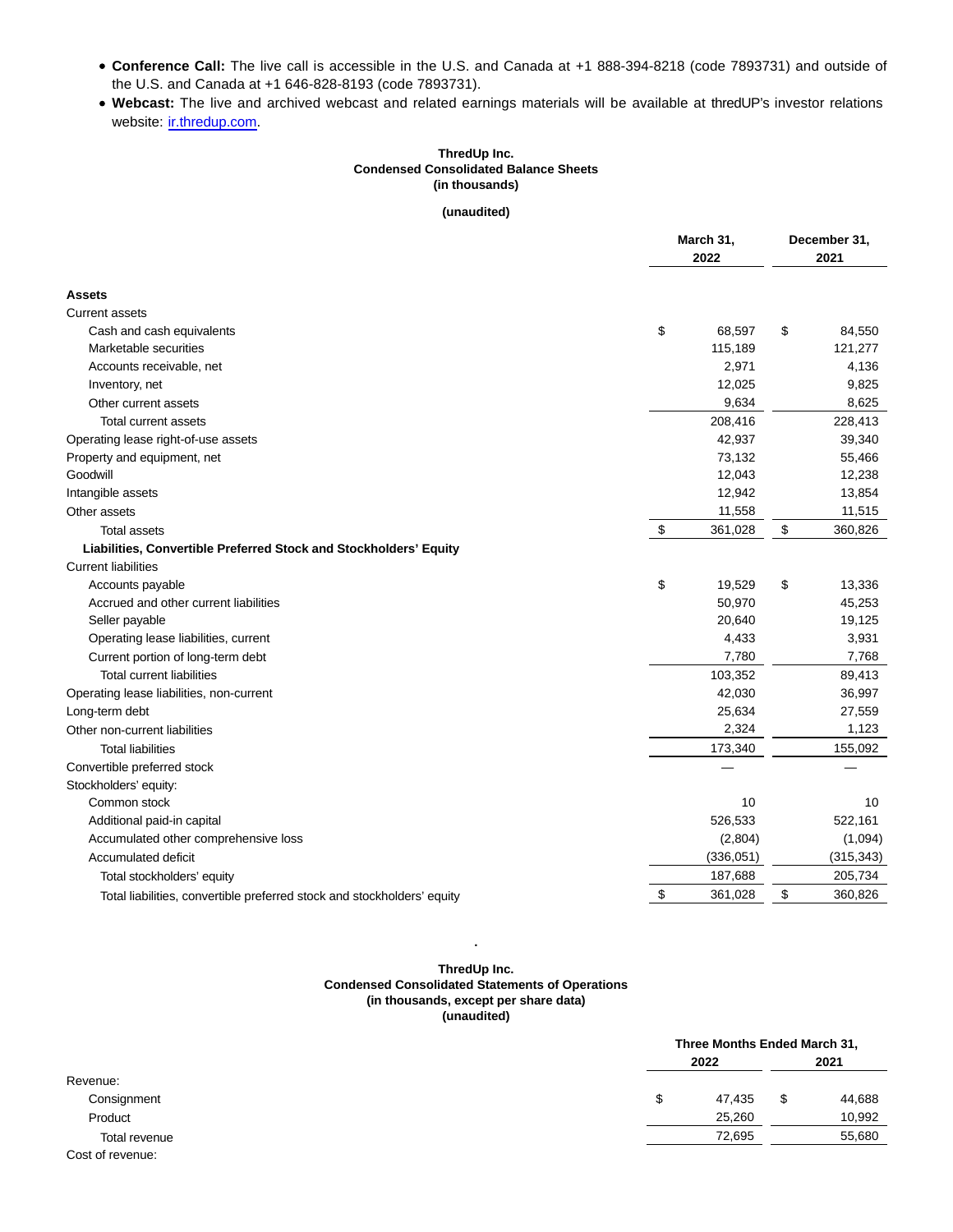- **Conference Call:** The live call is accessible in the U.S. and Canada at +1 888-394-8218 (code 7893731) and outside of the U.S. and Canada at +1 646-828-8193 (code 7893731).
- **Webcast:** The live and archived webcast and related earnings materials will be available at thredUP's investor relations website: ir.thredup.com.

**ThredUp Inc.**
**Condensed Consolidated Balance Sheets**
**(in thousands)**

**(unaudited)**

| | March 31, 2022 | December 31, 2021 |
|---|---|---|
| **Assets** | | |
| Current assets | | |
| Cash and cash equivalents | $ 68,597 | $ 84,550 |
| Marketable securities | 115,189 | 121,277 |
| Accounts receivable, net | 2,971 | 4,136 |
| Inventory, net | 12,025 | 9,825 |
| Other current assets | 9,634 | 8,625 |
| Total current assets | 208,416 | 228,413 |
| Operating lease right-of-use assets | 42,937 | 39,340 |
| Property and equipment, net | 73,132 | 55,466 |
| Goodwill | 12,043 | 12,238 |
| Intangible assets | 12,942 | 13,854 |
| Other assets | 11,558 | 11,515 |
| Total assets | $ 361,028 | $ 360,826 |
| **Liabilities, Convertible Preferred Stock and Stockholders' Equity** | | |
| Current liabilities | | |
| Accounts payable | $ 19,529 | $ 13,336 |
| Accrued and other current liabilities | 50,970 | 45,253 |
| Seller payable | 20,640 | 19,125 |
| Operating lease liabilities, current | 4,433 | 3,931 |
| Current portion of long-term debt | 7,780 | 7,768 |
| Total current liabilities | 103,352 | 89,413 |
| Operating lease liabilities, non-current | 42,030 | 36,997 |
| Long-term debt | 25,634 | 27,559 |
| Other non-current liabilities | 2,324 | 1,123 |
| Total liabilities | 173,340 | 155,092 |
| Convertible preferred stock | — | — |
| Stockholders' equity: | | |
| Common stock | 10 | 10 |
| Additional paid-in capital | 526,533 | 522,161 |
| Accumulated other comprehensive loss | (2,804) | (1,094) |
| Accumulated deficit | (336,051) | (315,343) |
| Total stockholders' equity | 187,688 | 205,734 |
| Total liabilities, convertible preferred stock and stockholders' equity | $ 361,028 | $ 360,826 |

**ThredUp Inc.**
**Condensed Consolidated Statements of Operations**
**(in thousands, except per share data)**
**(unaudited)**

| | Three Months Ended March 31, 2022 | Three Months Ended March 31, 2021 |
|---|---|---|
| Revenue: | | |
| Consignment | $ 47,435 | $ 44,688 |
| Product | 25,260 | 10,992 |
| Total revenue | 72,695 | 55,680 |
| Cost of revenue: | | |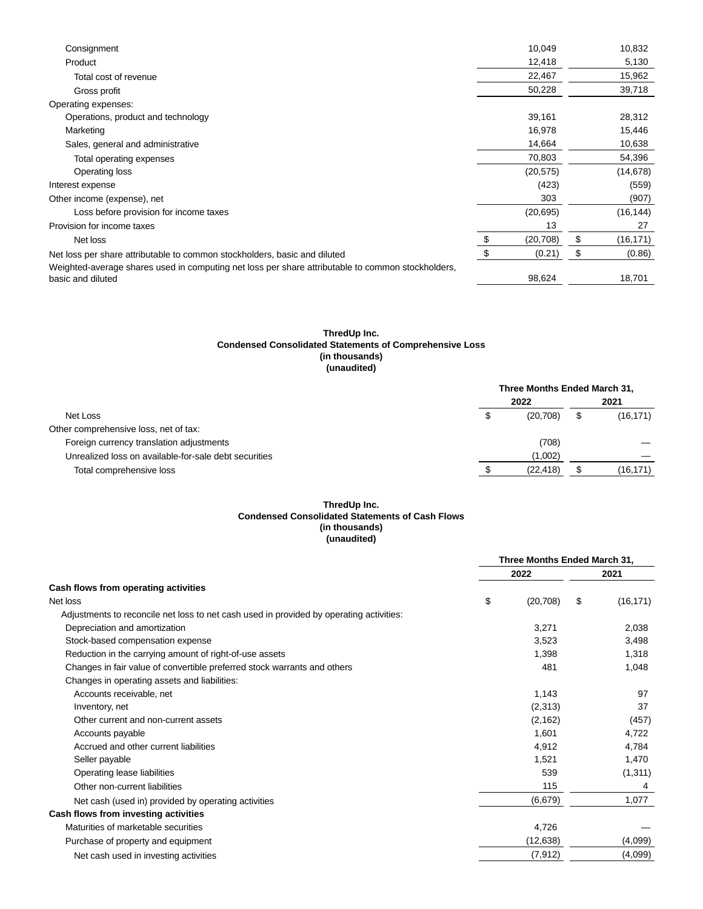|  |  |  |
|---|---|---|
| Consignment | 10,049 | 10,832 |
| Product | 12,418 | 5,130 |
| Total cost of revenue | 22,467 | 15,962 |
| Gross profit | 50,228 | 39,718 |
| Operating expenses: |  |  |
| Operations, product and technology | 39,161 | 28,312 |
| Marketing | 16,978 | 15,446 |
| Sales, general and administrative | 14,664 | 10,638 |
| Total operating expenses | 70,803 | 54,396 |
| Operating loss | (20,575) | (14,678) |
| Interest expense | (423) | (559) |
| Other income (expense), net | 303 | (907) |
| Loss before provision for income taxes | (20,695) | (16,144) |
| Provision for income taxes | 13 | 27 |
| Net loss | $ (20,708) | $ (16,171) |
| Net loss per share attributable to common stockholders, basic and diluted | $ (0.21) | $ (0.86) |
| Weighted-average shares used in computing net loss per share attributable to common stockholders, basic and diluted | 98,624 | 18,701 |

**ThredUp Inc.**
**Condensed Consolidated Statements of Comprehensive Loss**
**(in thousands)**
**(unaudited)**

|  | Three Months Ended March 31, |  |
|---|---|---|
|  | 2022 | 2021 |
| Net Loss | $ (20,708) | $ (16,171) |
| Other comprehensive loss, net of tax: |  |  |
| Foreign currency translation adjustments | (708) | — |
| Unrealized loss on available-for-sale debt securities | (1,002) | — |
| Total comprehensive loss | $ (22,418) | $ (16,171) |

**ThredUp Inc.**
**Condensed Consolidated Statements of Cash Flows**
**(in thousands)**
**(unaudited)**

|  | Three Months Ended March 31, |  |
|---|---|---|
|  | 2022 | 2021 |
| **Cash flows from operating activities** |  |  |
| Net loss | $ (20,708) | $ (16,171) |
| Adjustments to reconcile net loss to net cash used in provided by operating activities: |  |  |
| Depreciation and amortization | 3,271 | 2,038 |
| Stock-based compensation expense | 3,523 | 3,498 |
| Reduction in the carrying amount of right-of-use assets | 1,398 | 1,318 |
| Changes in fair value of convertible preferred stock warrants and others | 481 | 1,048 |
| Changes in operating assets and liabilities: |  |  |
| Accounts receivable, net | 1,143 | 97 |
| Inventory, net | (2,313) | 37 |
| Other current and non-current assets | (2,162) | (457) |
| Accounts payable | 1,601 | 4,722 |
| Accrued and other current liabilities | 4,912 | 4,784 |
| Seller payable | 1,521 | 1,470 |
| Operating lease liabilities | 539 | (1,311) |
| Other non-current liabilities | 115 | 4 |
| Net cash (used in) provided by operating activities | (6,679) | 1,077 |
| **Cash flows from investing activities** |  |  |
| Maturities of marketable securities | 4,726 | — |
| Purchase of property and equipment | (12,638) | (4,099) |
| Net cash used in investing activities | (7,912) | (4,099) |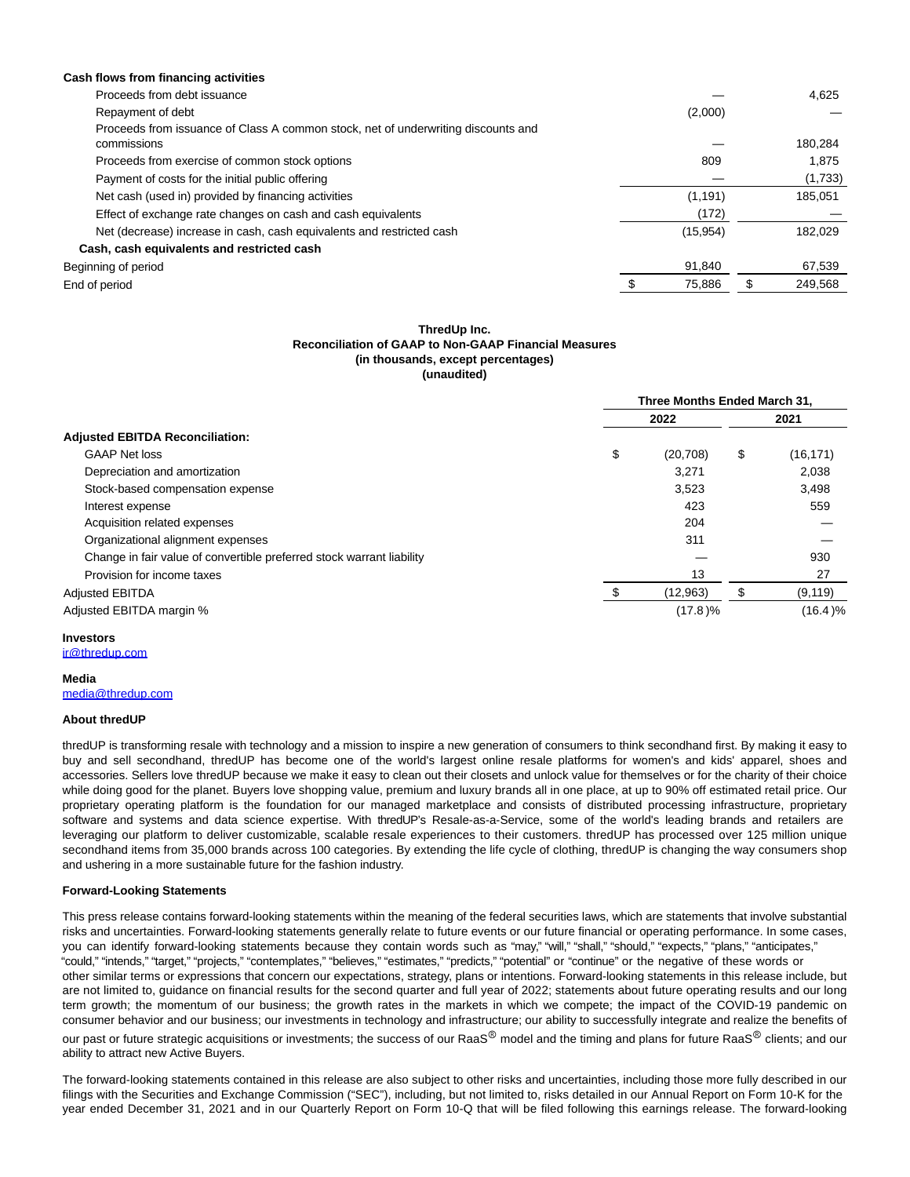| | | |
|---|---|---|
| **Cash flows from financing activities** | | |
| Proceeds from debt issuance | — | 4,625 |
| Repayment of debt | (2,000) | — |
| Proceeds from issuance of Class A common stock, net of underwriting discounts and commissions | — | 180,284 |
| Proceeds from exercise of common stock options | 809 | 1,875 |
| Payment of costs for the initial public offering | — | (1,733) |
| Net cash (used in) provided by financing activities | (1,191) | 185,051 |
| Effect of exchange rate changes on cash and cash equivalents | (172) | — |
| Net (decrease) increase in cash, cash equivalents and restricted cash | (15,954) | 182,029 |
| **Cash, cash equivalents and restricted cash** | | |
| Beginning of period | 91,840 | 67,539 |
| End of period | $ 75,886 | $ 249,568 |

**ThredUp Inc.**
**Reconciliation of GAAP to Non-GAAP Financial Measures**
**(in thousands, except percentages)**
**(unaudited)**

| | Three Months Ended March 31, | |
|---|---|---|
| | **2022** | **2021** |
| **Adjusted EBITDA Reconciliation:** | | |
| GAAP Net loss | $ (20,708) | $ (16,171) |
| Depreciation and amortization | 3,271 | 2,038 |
| Stock-based compensation expense | 3,523 | 3,498 |
| Interest expense | 423 | 559 |
| Acquisition related expenses | 204 | — |
| Organizational alignment expenses | 311 | — |
| Change in fair value of convertible preferred stock warrant liability | — | 930 |
| Provision for income taxes | 13 | 27 |
| Adjusted EBITDA | $ (12,963) | $ (9,119) |
| Adjusted EBITDA margin % | (17.8)% | (16.4)% |

**Investors**
ir@thredup.com

**Media**
media@thredup.com

**About thredUP**

thredUP is transforming resale with technology and a mission to inspire a new generation of consumers to think secondhand first. By making it easy to buy and sell secondhand, thredUP has become one of the world's largest online resale platforms for women's and kids' apparel, shoes and accessories. Sellers love thredUP because we make it easy to clean out their closets and unlock value for themselves or for the charity of their choice while doing good for the planet. Buyers love shopping value, premium and luxury brands all in one place, at up to 90% off estimated retail price. Our proprietary operating platform is the foundation for our managed marketplace and consists of distributed processing infrastructure, proprietary software and systems and data science expertise. With thredUP's Resale-as-a-Service, some of the world's leading brands and retailers are leveraging our platform to deliver customizable, scalable resale experiences to their customers. thredUP has processed over 125 million unique secondhand items from 35,000 brands across 100 categories. By extending the life cycle of clothing, thredUP is changing the way consumers shop and ushering in a more sustainable future for the fashion industry.

**Forward-Looking Statements**

This press release contains forward-looking statements within the meaning of the federal securities laws, which are statements that involve substantial risks and uncertainties. Forward-looking statements generally relate to future events or our future financial or operating performance. In some cases, you can identify forward-looking statements because they contain words such as "may," "will," "shall," "should," "expects," "plans," "anticipates," "could," "intends," "target," "projects," "contemplates," "believes," "estimates," "predicts," "potential" or "continue" or the negative of these words or other similar terms or expressions that concern our expectations, strategy, plans or intentions. Forward-looking statements in this release include, but are not limited to, guidance on financial results for the second quarter and full year of 2022; statements about future operating results and our long term growth; the momentum of our business; the growth rates in the markets in which we compete; the impact of the COVID-19 pandemic on consumer behavior and our business; our investments in technology and infrastructure; our ability to successfully integrate and realize the benefits of our past or future strategic acquisitions or investments; the success of our RaaS® model and the timing and plans for future RaaS® clients; and our ability to attract new Active Buyers.

The forward-looking statements contained in this release are also subject to other risks and uncertainties, including those more fully described in our filings with the Securities and Exchange Commission ("SEC"), including, but not limited to, risks detailed in our Annual Report on Form 10-K for the year ended December 31, 2021 and in our Quarterly Report on Form 10-Q that will be filed following this earnings release. The forward-looking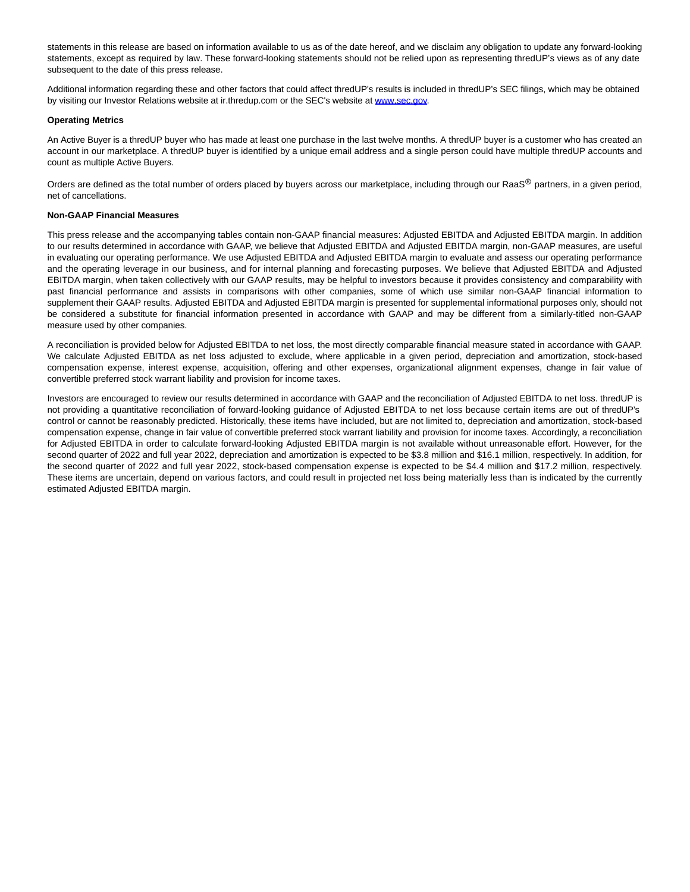statements in this release are based on information available to us as of the date hereof, and we disclaim any obligation to update any forward-looking statements, except as required by law. These forward-looking statements should not be relied upon as representing thredUP's views as of any date subsequent to the date of this press release.

Additional information regarding these and other factors that could affect thredUP's results is included in thredUP's SEC filings, which may be obtained by visiting our Investor Relations website at ir.thredup.com or the SEC's website at www.sec.gov.

**Operating Metrics**

An Active Buyer is a thredUP buyer who has made at least one purchase in the last twelve months. A thredUP buyer is a customer who has created an account in our marketplace. A thredUP buyer is identified by a unique email address and a single person could have multiple thredUP accounts and count as multiple Active Buyers.

Orders are defined as the total number of orders placed by buyers across our marketplace, including through our RaaS® partners, in a given period, net of cancellations.

**Non-GAAP Financial Measures**

This press release and the accompanying tables contain non-GAAP financial measures: Adjusted EBITDA and Adjusted EBITDA margin. In addition to our results determined in accordance with GAAP, we believe that Adjusted EBITDA and Adjusted EBITDA margin, non-GAAP measures, are useful in evaluating our operating performance. We use Adjusted EBITDA and Adjusted EBITDA margin to evaluate and assess our operating performance and the operating leverage in our business, and for internal planning and forecasting purposes. We believe that Adjusted EBITDA and Adjusted EBITDA margin, when taken collectively with our GAAP results, may be helpful to investors because it provides consistency and comparability with past financial performance and assists in comparisons with other companies, some of which use similar non-GAAP financial information to supplement their GAAP results. Adjusted EBITDA and Adjusted EBITDA margin is presented for supplemental informational purposes only, should not be considered a substitute for financial information presented in accordance with GAAP and may be different from a similarly-titled non-GAAP measure used by other companies.

A reconciliation is provided below for Adjusted EBITDA to net loss, the most directly comparable financial measure stated in accordance with GAAP. We calculate Adjusted EBITDA as net loss adjusted to exclude, where applicable in a given period, depreciation and amortization, stock-based compensation expense, interest expense, acquisition, offering and other expenses, organizational alignment expenses, change in fair value of convertible preferred stock warrant liability and provision for income taxes.

Investors are encouraged to review our results determined in accordance with GAAP and the reconciliation of Adjusted EBITDA to net loss. thredUP is not providing a quantitative reconciliation of forward-looking guidance of Adjusted EBITDA to net loss because certain items are out of thredUP's control or cannot be reasonably predicted. Historically, these items have included, but are not limited to, depreciation and amortization, stock-based compensation expense, change in fair value of convertible preferred stock warrant liability and provision for income taxes. Accordingly, a reconciliation for Adjusted EBITDA in order to calculate forward-looking Adjusted EBITDA margin is not available without unreasonable effort. However, for the second quarter of 2022 and full year 2022, depreciation and amortization is expected to be $3.8 million and $16.1 million, respectively. In addition, for the second quarter of 2022 and full year 2022, stock-based compensation expense is expected to be $4.4 million and $17.2 million, respectively. These items are uncertain, depend on various factors, and could result in projected net loss being materially less than is indicated by the currently estimated Adjusted EBITDA margin.